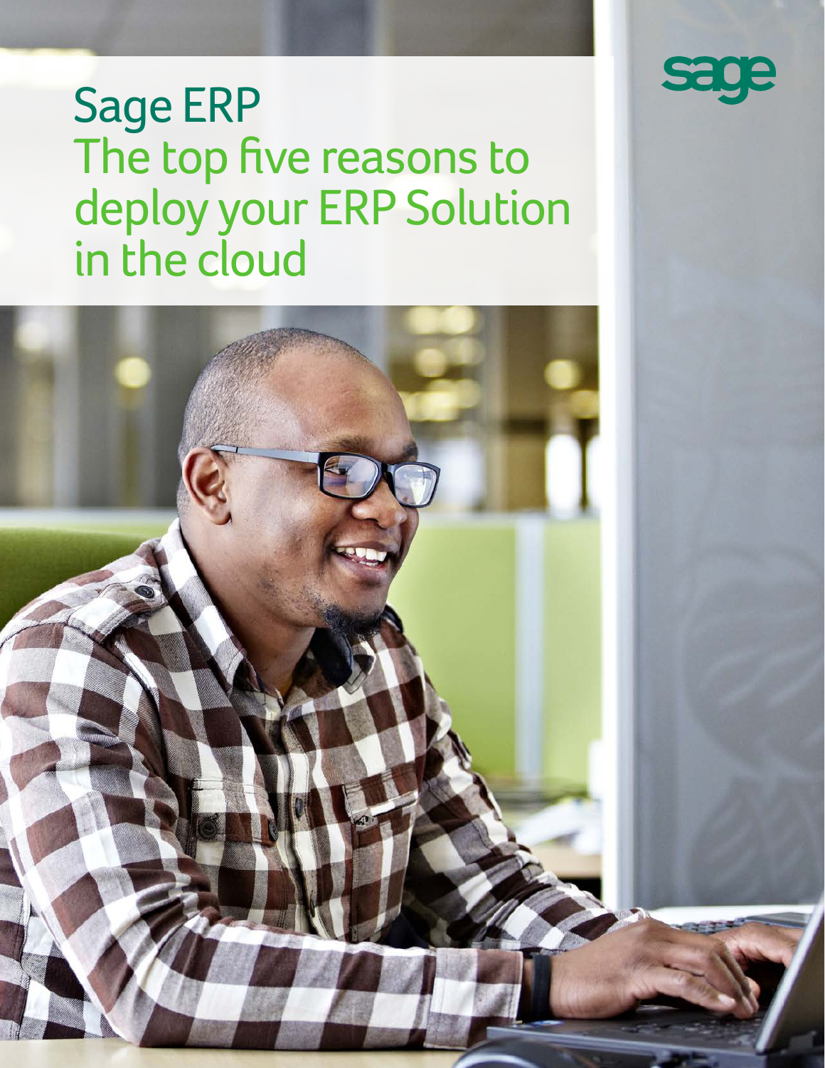# Sage ERP

## The top five reasons to deploy your ERP Solution in the cloud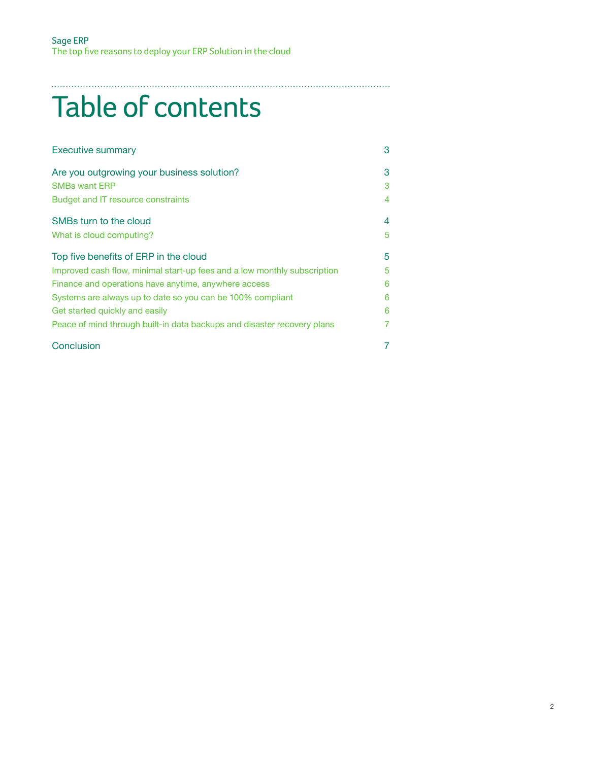# Table of contents

| | |
|---|---|
| Executive summary | 3 |
| Are you outgrowing your business solution? | 3 |
| SMBs want ERP | 3 |
| Budget and IT resource constraints | 4 |
| SMBs turn to the cloud | 4 |
| What is cloud computing? | 5 |
| Top five benefits of ERP in the cloud | 5 |
| Improved cash flow, minimal start-up fees and a low monthly subscription | 5 |
| Finance and operations have anytime, anywhere access | 6 |
| Systems are always up to date so you can be 100% compliant | 6 |
| Get started quickly and easily | 6 |
| Peace of mind through built-in data backups and disaster recovery plans | 7 |
| Conclusion | 7 |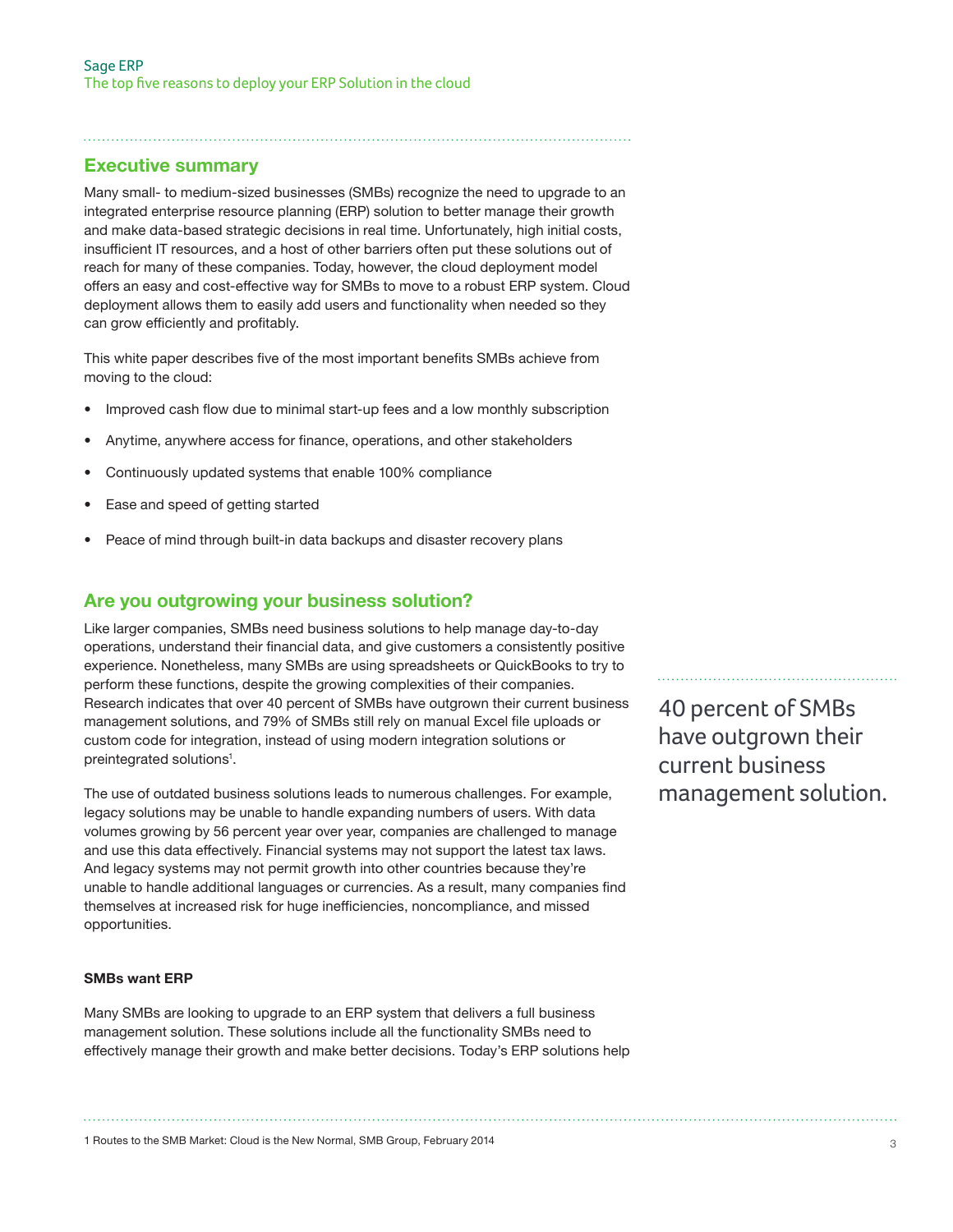## Executive summary

Many small- to medium-sized businesses (SMBs) recognize the need to upgrade to an integrated enterprise resource planning (ERP) solution to better manage their growth and make data-based strategic decisions in real time. Unfortunately, high initial costs, insufficient IT resources, and a host of other barriers often put these solutions out of reach for many of these companies. Today, however, the cloud deployment model offers an easy and cost-effective way for SMBs to move to a robust ERP system. Cloud deployment allows them to easily add users and functionality when needed so they can grow efficiently and profitably.

This white paper describes five of the most important benefits SMBs achieve from moving to the cloud:

- Improved cash flow due to minimal start-up fees and a low monthly subscription
- Anytime, anywhere access for finance, operations, and other stakeholders
- Continuously updated systems that enable 100% compliance
- Ease and speed of getting started
- Peace of mind through built-in data backups and disaster recovery plans

## Are you outgrowing your business solution?

Like larger companies, SMBs need business solutions to help manage day-to-day operations, understand their financial data, and give customers a consistently positive experience. Nonetheless, many SMBs are using spreadsheets or QuickBooks to try to perform these functions, despite the growing complexities of their companies. Research indicates that over 40 percent of SMBs have outgrown their current business management solutions, and 79% of SMBs still rely on manual Excel file uploads or custom code for integration, instead of using modern integration solutions or preintegrated solutions[1].

> 40 percent of SMBs have outgrown their current business management solution.

The use of outdated business solutions leads to numerous challenges. For example, legacy solutions may be unable to handle expanding numbers of users. With data volumes growing by 56 percent year over year, companies are challenged to manage and use this data effectively. Financial systems may not support the latest tax laws. And legacy systems may not permit growth into other countries because they're unable to handle additional languages or currencies. As a result, many companies find themselves at increased risk for huge inefficiencies, noncompliance, and missed opportunities.

**SMBs want ERP**

Many SMBs are looking to upgrade to an ERP system that delivers a full business management solution. These solutions include all the functionality SMBs need to effectively manage their growth and make better decisions. Today's ERP solutions help

1 Routes to the SMB Market: Cloud is the New Normal, SMB Group, February 2014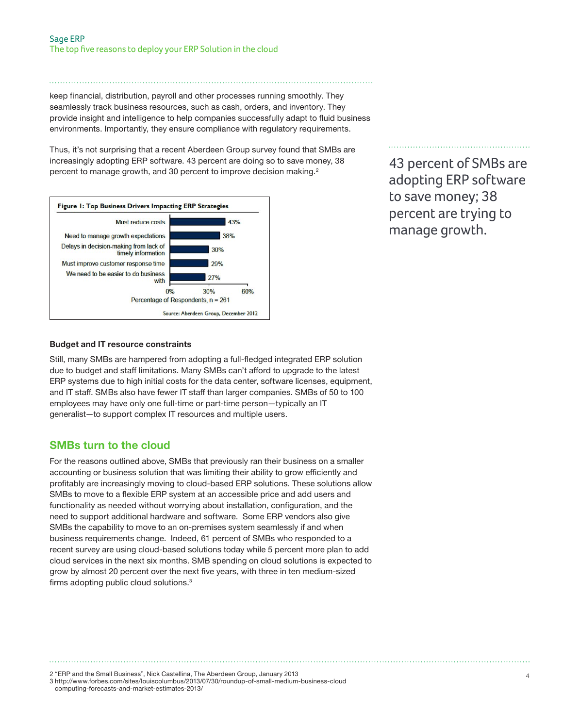keep financial, distribution, payroll and other processes running smoothly. They seamlessly track business resources, such as cash, orders, and inventory. They provide insight and intelligence to help companies successfully adapt to fluid business environments. Importantly, they ensure compliance with regulatory requirements.

Thus, it's not surprising that a recent Aberdeen Group survey found that SMBs are increasingly adopting ERP software. 43 percent are doing so to save money, 38 percent to manage growth, and 30 percent to improve decision making.[2]

> 43 percent of SMBs are adopting ERP software to save money; 38 percent are trying to manage growth.

**Figure I: Top Business Drivers Impacting ERP Strategies**

| Driver | Percentage of Respondents, n = 261 |
|---|---|
| Must reduce costs | 43% |
| Need to manage growth expectations | 38% |
| Delays in decision-making from lack of timely information | 30% |
| Must improve customer response time | 29% |
| We need to be easier to do business with | 27% |

Source: Aberdeen Group, December 2012

**Budget and IT resource constraints**

Still, many SMBs are hampered from adopting a full-fledged integrated ERP solution due to budget and staff limitations. Many SMBs can't afford to upgrade to the latest ERP systems due to high initial costs for the data center, software licenses, equipment, and IT staff. SMBs also have fewer IT staff than larger companies. SMBs of 50 to 100 employees may have only one full-time or part-time person—typically an IT generalist—to support complex IT resources and multiple users.

## SMBs turn to the cloud

For the reasons outlined above, SMBs that previously ran their business on a smaller accounting or business solution that was limiting their ability to grow efficiently and profitably are increasingly moving to cloud-based ERP solutions. These solutions allow SMBs to move to a flexible ERP system at an accessible price and add users and functionality as needed without worrying about installation, configuration, and the need to support additional hardware and software. Some ERP vendors also give SMBs the capability to move to an on-premises system seamlessly if and when business requirements change. Indeed, 61 percent of SMBs who responded to a recent survey are using cloud-based solutions today while 5 percent more plan to add cloud services in the next six months. SMB spending on cloud solutions is expected to grow by almost 20 percent over the next five years, with three in ten medium-sized firms adopting public cloud solutions.[3]

---

2 "ERP and the Small Business", Nick Castellina, The Aberdeen Group, January 2013
3 http://www.forbes.com/sites/louiscolumbus/2013/07/30/roundup-of-small-medium-business-cloud computing-forecasts-and-market-estimates-2013/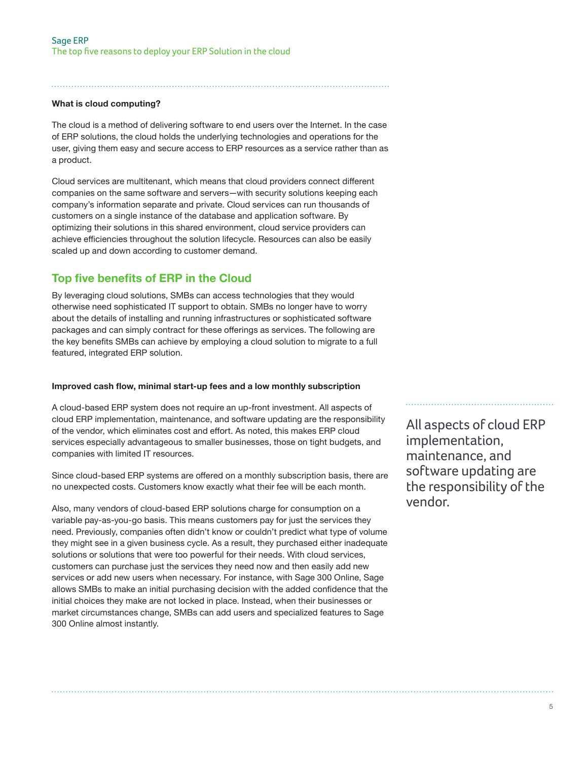### What is cloud computing?

The cloud is a method of delivering software to end users over the Internet. In the case of ERP solutions, the cloud holds the underlying technologies and operations for the user, giving them easy and secure access to ERP resources as a service rather than as a product.

Cloud services are multitenant, which means that cloud providers connect different companies on the same software and servers—with security solutions keeping each company's information separate and private. Cloud services can run thousands of customers on a single instance of the database and application software. By optimizing their solutions in this shared environment, cloud service providers can achieve efficiencies throughout the solution lifecycle. Resources can also be easily scaled up and down according to customer demand.

## Top five benefits of ERP in the Cloud

By leveraging cloud solutions, SMBs can access technologies that they would otherwise need sophisticated IT support to obtain. SMBs no longer have to worry about the details of installing and running infrastructures or sophisticated software packages and can simply contract for these offerings as services. The following are the key benefits SMBs can achieve by employing a cloud solution to migrate to a full featured, integrated ERP solution.

### Improved cash flow, minimal start-up fees and a low monthly subscription

A cloud-based ERP system does not require an up-front investment. All aspects of cloud ERP implementation, maintenance, and software updating are the responsibility of the vendor, which eliminates cost and effort. As noted, this makes ERP cloud services especially advantageous to smaller businesses, those on tight budgets, and companies with limited IT resources.

Since cloud-based ERP systems are offered on a monthly subscription basis, there are no unexpected costs. Customers know exactly what their fee will be each month.

Also, many vendors of cloud-based ERP solutions charge for consumption on a variable pay-as-you-go basis. This means customers pay for just the services they need. Previously, companies often didn't know or couldn't predict what type of volume they might see in a given business cycle. As a result, they purchased either inadequate solutions or solutions that were too powerful for their needs. With cloud services, customers can purchase just the services they need now and then easily add new services or add new users when necessary. For instance, with Sage 300 Online, Sage allows SMBs to make an initial purchasing decision with the added confidence that the initial choices they make are not locked in place. Instead, when their businesses or market circumstances change, SMBs can add users and specialized features to Sage 300 Online almost instantly.

> All aspects of cloud ERP implementation, maintenance, and software updating are the responsibility of the vendor.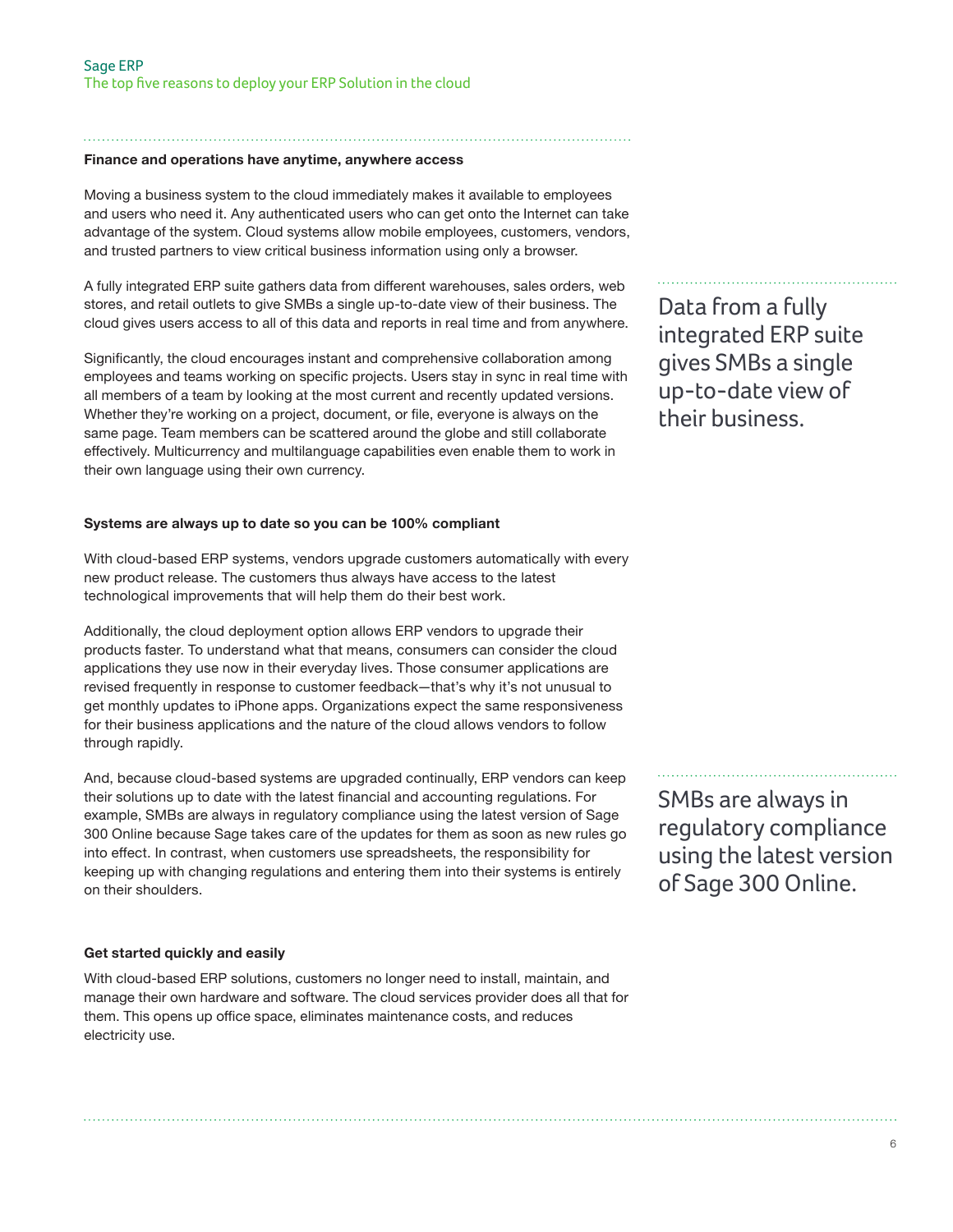### Finance and operations have anytime, anywhere access

Moving a business system to the cloud immediately makes it available to employees and users who need it. Any authenticated users who can get onto the Internet can take advantage of the system. Cloud systems allow mobile employees, customers, vendors, and trusted partners to view critical business information using only a browser.

A fully integrated ERP suite gathers data from different warehouses, sales orders, web stores, and retail outlets to give SMBs a single up-to-date view of their business. The cloud gives users access to all of this data and reports in real time and from anywhere.

> Data from a fully integrated ERP suite gives SMBs a single up-to-date view of their business.

Significantly, the cloud encourages instant and comprehensive collaboration among employees and teams working on specific projects. Users stay in sync in real time with all members of a team by looking at the most current and recently updated versions. Whether they're working on a project, document, or file, everyone is always on the same page. Team members can be scattered around the globe and still collaborate effectively. Multicurrency and multilanguage capabilities even enable them to work in their own language using their own currency.

### Systems are always up to date so you can be 100% compliant

With cloud-based ERP systems, vendors upgrade customers automatically with every new product release. The customers thus always have access to the latest technological improvements that will help them do their best work.

Additionally, the cloud deployment option allows ERP vendors to upgrade their products faster. To understand what that means, consumers can consider the cloud applications they use now in their everyday lives. Those consumer applications are revised frequently in response to customer feedback—that's why it's not unusual to get monthly updates to iPhone apps. Organizations expect the same responsiveness for their business applications and the nature of the cloud allows vendors to follow through rapidly.

And, because cloud-based systems are upgraded continually, ERP vendors can keep their solutions up to date with the latest financial and accounting regulations. For example, SMBs are always in regulatory compliance using the latest version of Sage 300 Online because Sage takes care of the updates for them as soon as new rules go into effect. In contrast, when customers use spreadsheets, the responsibility for keeping up with changing regulations and entering them into their systems is entirely on their shoulders.

> SMBs are always in regulatory compliance using the latest version of Sage 300 Online.

### Get started quickly and easily

With cloud-based ERP solutions, customers no longer need to install, maintain, and manage their own hardware and software. The cloud services provider does all that for them. This opens up office space, eliminates maintenance costs, and reduces electricity use.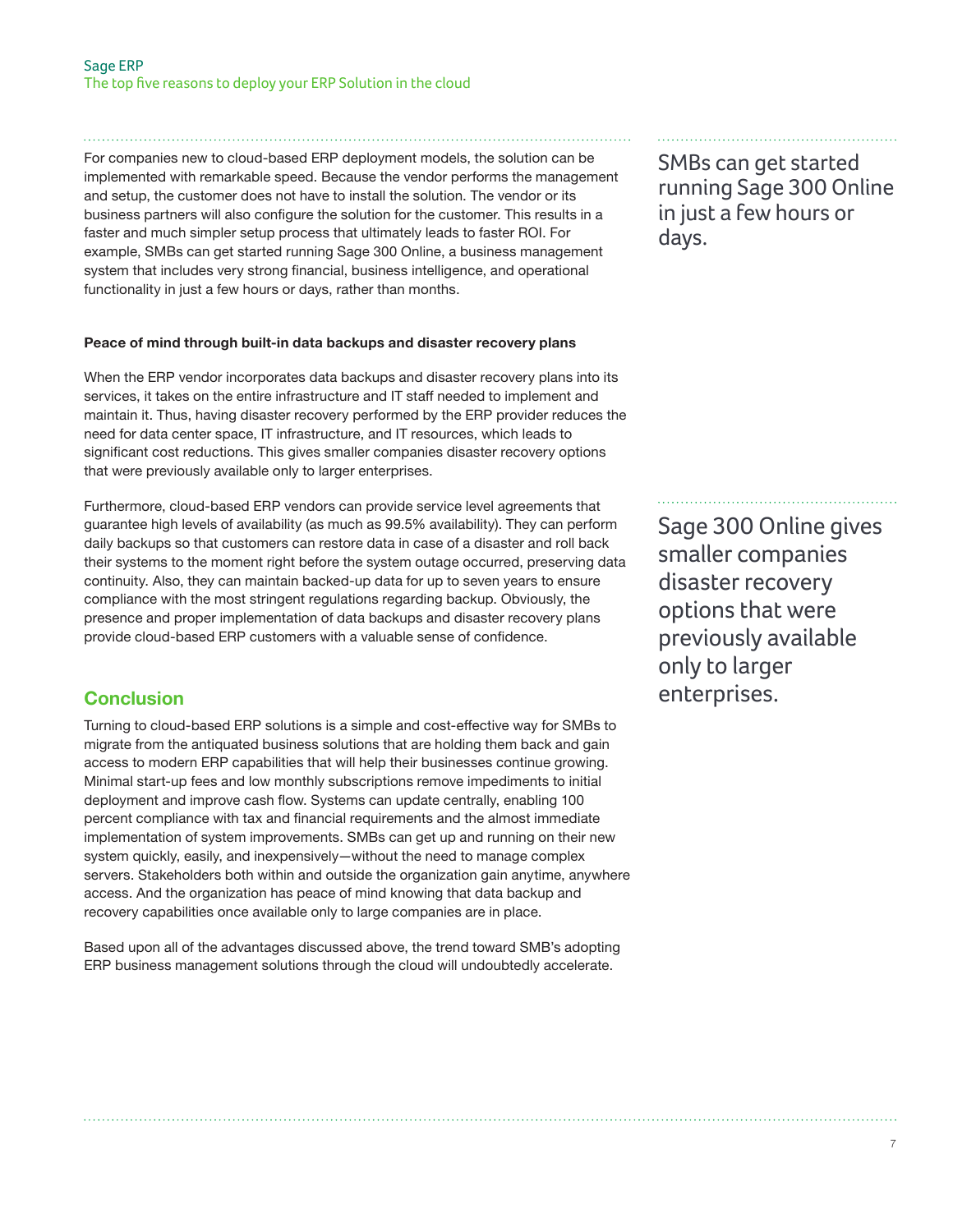For companies new to cloud-based ERP deployment models, the solution can be implemented with remarkable speed. Because the vendor performs the management and setup, the customer does not have to install the solution. The vendor or its business partners will also configure the solution for the customer. This results in a faster and much simpler setup process that ultimately leads to faster ROI. For example, SMBs can get started running Sage 300 Online, a business management system that includes very strong financial, business intelligence, and operational functionality in just a few hours or days, rather than months.

> SMBs can get started running Sage 300 Online in just a few hours or days.

**Peace of mind through built-in data backups and disaster recovery plans**

When the ERP vendor incorporates data backups and disaster recovery plans into its services, it takes on the entire infrastructure and IT staff needed to implement and maintain it. Thus, having disaster recovery performed by the ERP provider reduces the need for data center space, IT infrastructure, and IT resources, which leads to significant cost reductions. This gives smaller companies disaster recovery options that were previously available only to larger enterprises.

Furthermore, cloud-based ERP vendors can provide service level agreements that guarantee high levels of availability (as much as 99.5% availability). They can perform daily backups so that customers can restore data in case of a disaster and roll back their systems to the moment right before the system outage occurred, preserving data continuity. Also, they can maintain backed-up data for up to seven years to ensure compliance with the most stringent regulations regarding backup. Obviously, the presence and proper implementation of data backups and disaster recovery plans provide cloud-based ERP customers with a valuable sense of confidence.

> Sage 300 Online gives smaller companies disaster recovery options that were previously available only to larger enterprises.

## Conclusion

Turning to cloud-based ERP solutions is a simple and cost-effective way for SMBs to migrate from the antiquated business solutions that are holding them back and gain access to modern ERP capabilities that will help their businesses continue growing. Minimal start-up fees and low monthly subscriptions remove impediments to initial deployment and improve cash flow. Systems can update centrally, enabling 100 percent compliance with tax and financial requirements and the almost immediate implementation of system improvements. SMBs can get up and running on their new system quickly, easily, and inexpensively—without the need to manage complex servers. Stakeholders both within and outside the organization gain anytime, anywhere access. And the organization has peace of mind knowing that data backup and recovery capabilities once available only to large companies are in place.

Based upon all of the advantages discussed above, the trend toward SMB's adopting ERP business management solutions through the cloud will undoubtedly accelerate.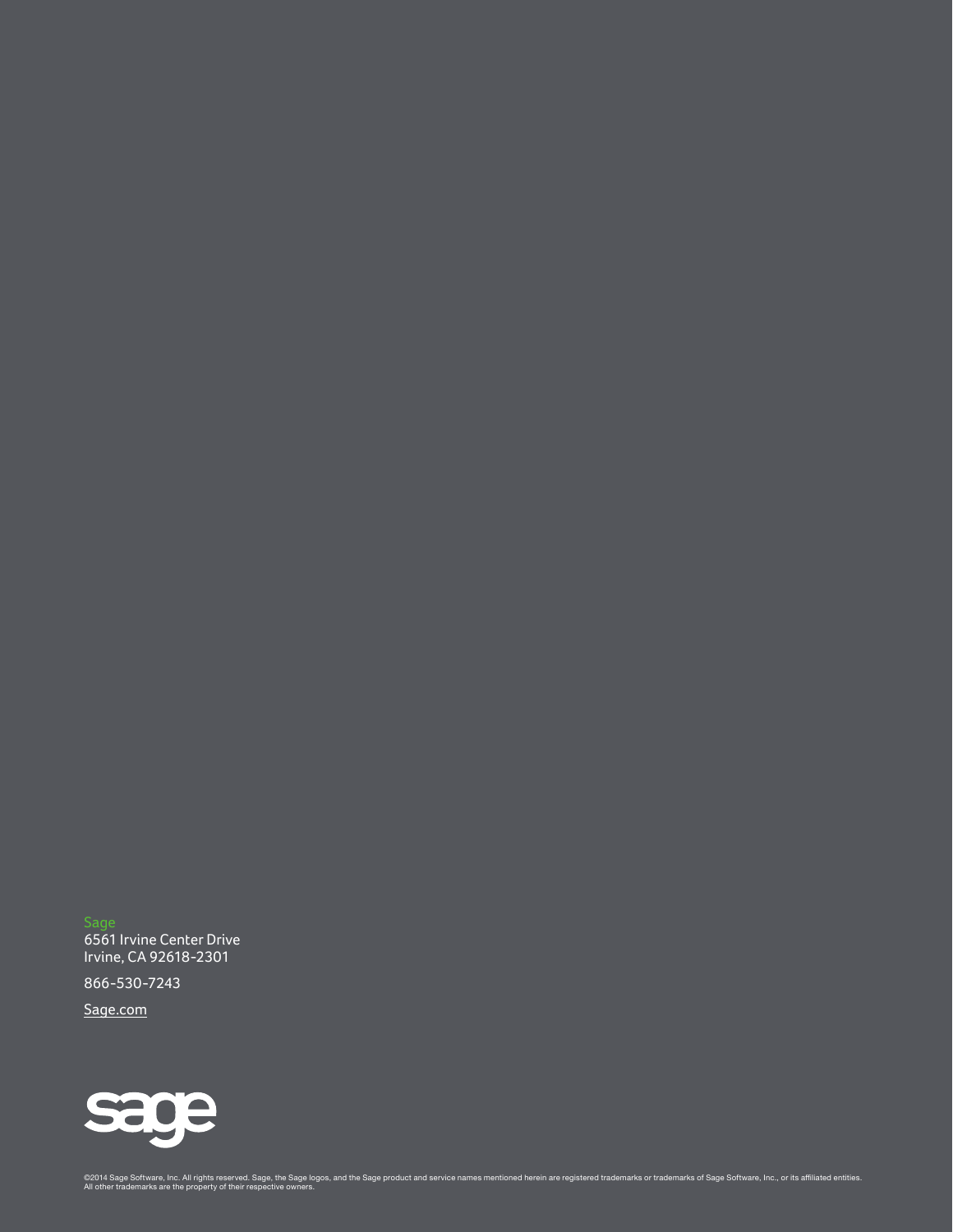Sage
6561 Irvine Center Drive
Irvine, CA 92618-2301

866-530-7243

Sage.com

©2014 Sage Software, Inc. All rights reserved. Sage, the Sage logos, and the Sage product and service names mentioned herein are registered trademarks or trademarks of Sage Software, Inc., or its affiliated entities.
All other trademarks are the property of their respective owners.